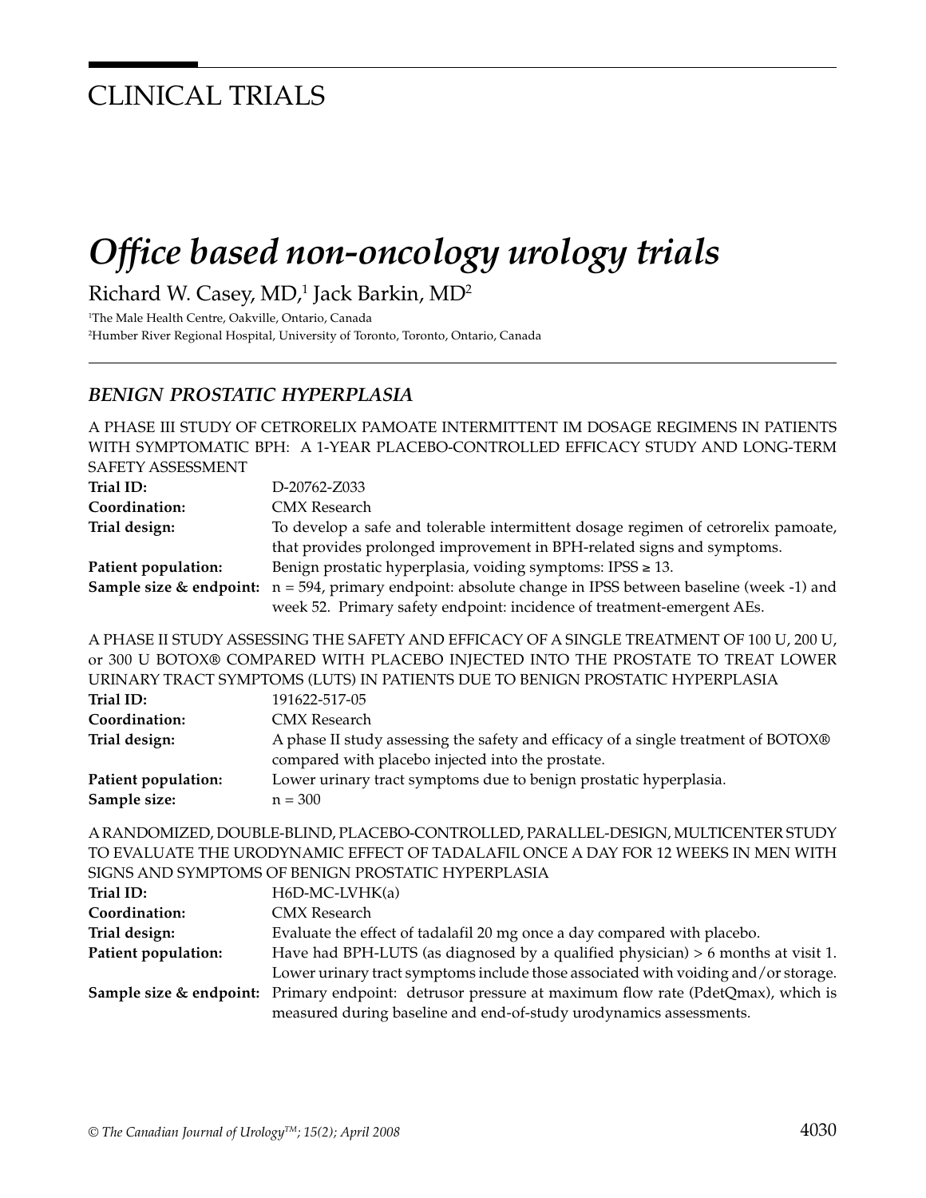# CLINICAL TRIALS

# *Office based non-oncology urology trials*

Richard W. Casey, MD,[1] Jack Barkin, MD[2]

[1]The Male Health Centre, Oakville, Ontario, Canada
[2]Humber River Regional Hospital, University of Toronto, Toronto, Ontario, Canada

## *BENIGN PROSTATIC HYPERPLASIA*

A PHASE III STUDY OF CETRORELIX PAMOATE INTERMITTENT IM DOSAGE REGIMENS IN PATIENTS WITH SYMPTOMATIC BPH: A 1-YEAR PLACEBO-CONTROLLED EFFICACY STUDY AND LONG-TERM SAFETY ASSESSMENT

**Trial ID:** D-20762-Z033
**Coordination:** CMX Research
**Trial design:** To develop a safe and tolerable intermittent dosage regimen of cetrorelix pamoate, that provides prolonged improvement in BPH-related signs and symptoms.
**Patient population:** Benign prostatic hyperplasia, voiding symptoms: IPSS ≥ 13.
**Sample size & endpoint:** n = 594, primary endpoint: absolute change in IPSS between baseline (week -1) and week 52. Primary safety endpoint: incidence of treatment-emergent AEs.

A PHASE II STUDY ASSESSING THE SAFETY AND EFFICACY OF A SINGLE TREATMENT OF 100 U, 200 U, or 300 U BOTOX® COMPARED WITH PLACEBO INJECTED INTO THE PROSTATE TO TREAT LOWER URINARY TRACT SYMPTOMS (LUTS) IN PATIENTS DUE TO BENIGN PROSTATIC HYPERPLASIA

**Trial ID:** 191622-517-05
**Coordination:** CMX Research
**Trial design:** A phase II study assessing the safety and efficacy of a single treatment of BOTOX® compared with placebo injected into the prostate.
**Patient population:** Lower urinary tract symptoms due to benign prostatic hyperplasia.
**Sample size:** n = 300

A RANDOMIZED, DOUBLE-BLIND, PLACEBO-CONTROLLED, PARALLEL-DESIGN, MULTICENTER STUDY TO EVALUATE THE URODYNAMIC EFFECT OF TADALAFIL ONCE A DAY FOR 12 WEEKS IN MEN WITH SIGNS AND SYMPTOMS OF BENIGN PROSTATIC HYPERPLASIA

**Trial ID:** H6D-MC-LVHK(a)
**Coordination:** CMX Research
**Trial design:** Evaluate the effect of tadalafil 20 mg once a day compared with placebo.
**Patient population:** Have had BPH-LUTS (as diagnosed by a qualified physician) > 6 months at visit 1. Lower urinary tract symptoms include those associated with voiding and/or storage.
**Sample size & endpoint:** Primary endpoint: detrusor pressure at maximum flow rate (PdetQmax), which is measured during baseline and end-of-study urodynamics assessments.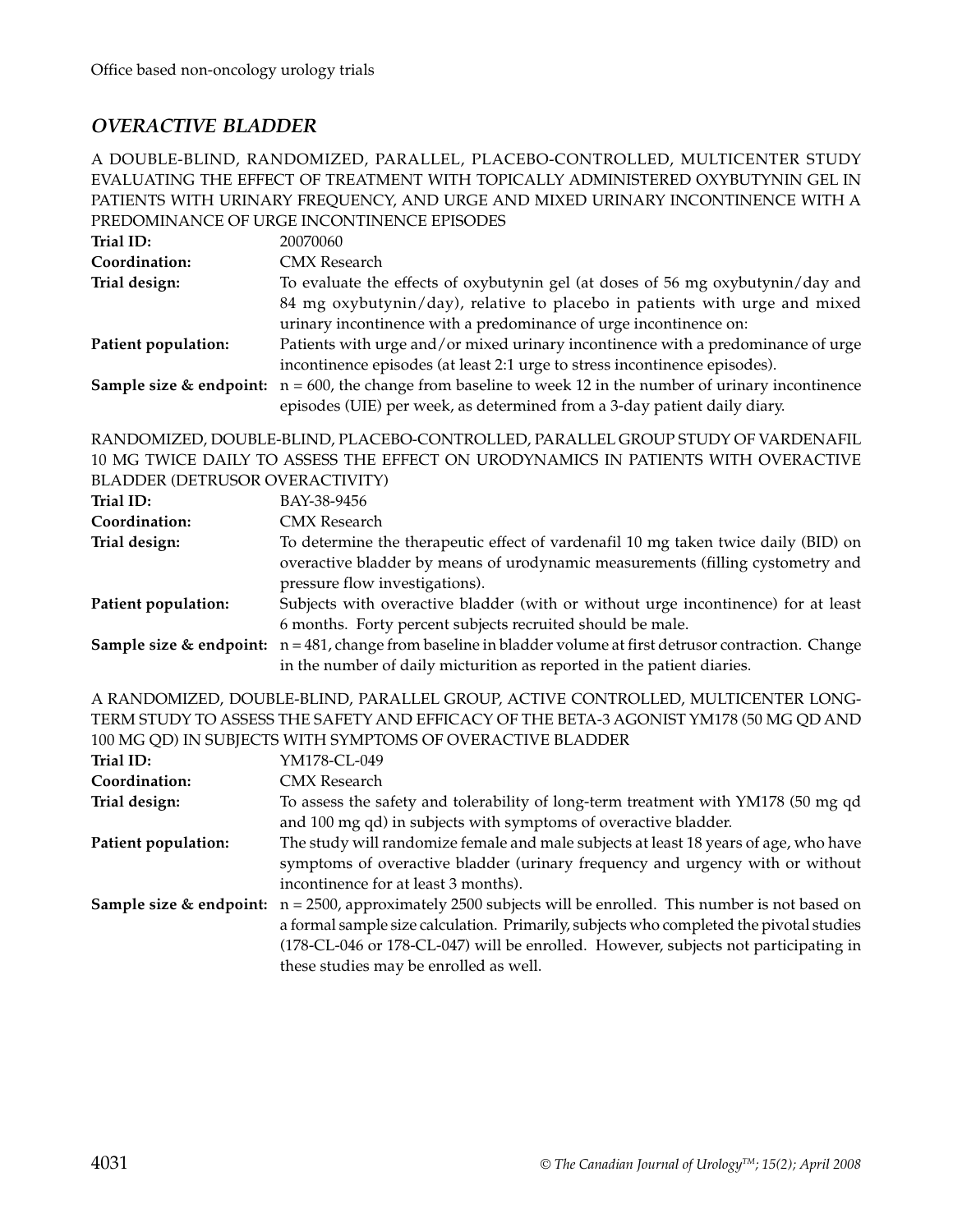## *OVERACTIVE BLADDER*

### A DOUBLE-BLIND, RANDOMIZED, PARALLEL, PLACEBO-CONTROLLED, MULTICENTER STUDY EVALUATING THE EFFECT OF TREATMENT WITH TOPICALLY ADMINISTERED OXYBUTYNIN GEL IN PATIENTS WITH URINARY FREQUENCY, AND URGE AND MIXED URINARY INCONTINENCE WITH A PREDOMINANCE OF URGE INCONTINENCE EPISODES

**Trial ID:** 20070060

**Coordination:** CMX Research

**Trial design:** To evaluate the effects of oxybutynin gel (at doses of 56 mg oxybutynin/day and 84 mg oxybutynin/day), relative to placebo in patients with urge and mixed urinary incontinence with a predominance of urge incontinence on:

**Patient population:** Patients with urge and/or mixed urinary incontinence with a predominance of urge incontinence episodes (at least 2:1 urge to stress incontinence episodes).

**Sample size & endpoint:** n = 600, the change from baseline to week 12 in the number of urinary incontinence episodes (UIE) per week, as determined from a 3-day patient daily diary.

### RANDOMIZED, DOUBLE-BLIND, PLACEBO-CONTROLLED, PARALLEL GROUP STUDY OF VARDENAFIL 10 MG TWICE DAILY TO ASSESS THE EFFECT ON URODYNAMICS IN PATIENTS WITH OVERACTIVE BLADDER (DETRUSOR OVERACTIVITY)

**Trial ID:** BAY-38-9456

**Coordination:** CMX Research

**Trial design:** To determine the therapeutic effect of vardenafil 10 mg taken twice daily (BID) on overactive bladder by means of urodynamic measurements (filling cystometry and pressure flow investigations).

**Patient population:** Subjects with overactive bladder (with or without urge incontinence) for at least 6 months. Forty percent subjects recruited should be male.

**Sample size & endpoint:** n = 481, change from baseline in bladder volume at first detrusor contraction. Change in the number of daily micturition as reported in the patient diaries.

### A RANDOMIZED, DOUBLE-BLIND, PARALLEL GROUP, ACTIVE CONTROLLED, MULTICENTER LONG-TERM STUDY TO ASSESS THE SAFETY AND EFFICACY OF THE BETA-3 AGONIST YM178 (50 MG QD AND 100 MG QD) IN SUBJECTS WITH SYMPTOMS OF OVERACTIVE BLADDER

**Trial ID:** YM178-CL-049

**Coordination:** CMX Research

**Trial design:** To assess the safety and tolerability of long-term treatment with YM178 (50 mg qd and 100 mg qd) in subjects with symptoms of overactive bladder.

**Patient population:** The study will randomize female and male subjects at least 18 years of age, who have symptoms of overactive bladder (urinary frequency and urgency with or without incontinence for at least 3 months).

**Sample size & endpoint:** n = 2500, approximately 2500 subjects will be enrolled. This number is not based on a formal sample size calculation. Primarily, subjects who completed the pivotal studies (178-CL-046 or 178-CL-047) will be enrolled. However, subjects not participating in these studies may be enrolled as well.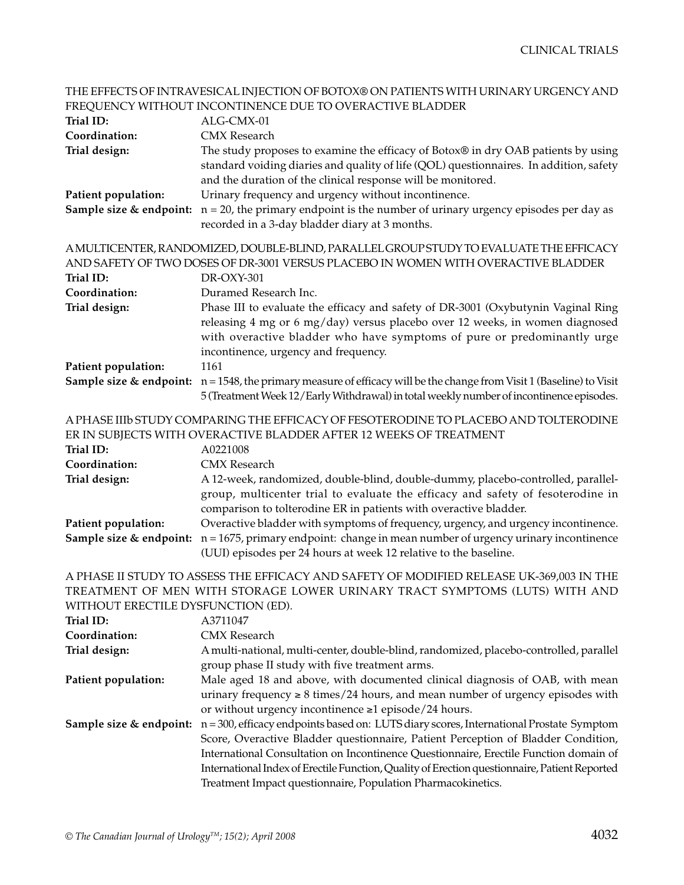### THE EFFECTS OF INTRAVESICAL INJECTION OF BOTOX® ON PATIENTS WITH URINARY URGENCY AND FREQUENCY WITHOUT INCONTINENCE DUE TO OVERACTIVE BLADDER

**Trial ID:** ALG-CMX-01

**Coordination:** CMX Research

**Trial design:** The study proposes to examine the efficacy of Botox® in dry OAB patients by using standard voiding diaries and quality of life (QOL) questionnaires. In addition, safety and the duration of the clinical response will be monitored.

**Patient population:** Urinary frequency and urgency without incontinence.

**Sample size & endpoint:** n = 20, the primary endpoint is the number of urinary urgency episodes per day as recorded in a 3-day bladder diary at 3 months.

### A MULTICENTER, RANDOMIZED, DOUBLE-BLIND, PARALLEL GROUP STUDY TO EVALUATE THE EFFICACY AND SAFETY OF TWO DOSES OF DR-3001 VERSUS PLACEBO IN WOMEN WITH OVERACTIVE BLADDER

**Trial ID:** DR-OXY-301

**Coordination:** Duramed Research Inc.

**Trial design:** Phase III to evaluate the efficacy and safety of DR-3001 (Oxybutynin Vaginal Ring releasing 4 mg or 6 mg/day) versus placebo over 12 weeks, in women diagnosed with overactive bladder who have symptoms of pure or predominantly urge incontinence, urgency and frequency.

**Patient population:** 1161

**Sample size & endpoint:** n = 1548, the primary measure of efficacy will be the change from Visit 1 (Baseline) to Visit 5 (Treatment Week 12/Early Withdrawal) in total weekly number of incontinence episodes.

### A PHASE IIIb STUDY COMPARING THE EFFICACY OF FESOTERODINE TO PLACEBO AND TOLTERODINE ER IN SUBJECTS WITH OVERACTIVE BLADDER AFTER 12 WEEKS OF TREATMENT

**Trial ID:** A0221008

**Coordination:** CMX Research

**Trial design:** A 12-week, randomized, double-blind, double-dummy, placebo-controlled, parallel-group, multicenter trial to evaluate the efficacy and safety of fesoterodine in comparison to tolterodine ER in patients with overactive bladder.

**Patient population:** Overactive bladder with symptoms of frequency, urgency, and urgency incontinence.

**Sample size & endpoint:** n = 1675, primary endpoint: change in mean number of urgency urinary incontinence (UUI) episodes per 24 hours at week 12 relative to the baseline.

### A PHASE II STUDY TO ASSESS THE EFFICACY AND SAFETY OF MODIFIED RELEASE UK-369,003 IN THE TREATMENT OF MEN WITH STORAGE LOWER URINARY TRACT SYMPTOMS (LUTS) WITH AND WITHOUT ERECTILE DYSFUNCTION (ED).

**Trial ID:** A3711047

**Coordination:** CMX Research

**Trial design:** A multi-national, multi-center, double-blind, randomized, placebo-controlled, parallel group phase II study with five treatment arms.

**Patient population:** Male aged 18 and above, with documented clinical diagnosis of OAB, with mean urinary frequency ≥ 8 times/24 hours, and mean number of urgency episodes with or without urgency incontinence ≥1 episode/24 hours.

**Sample size & endpoint:** n = 300, efficacy endpoints based on: LUTS diary scores, International Prostate Symptom Score, Overactive Bladder questionnaire, Patient Perception of Bladder Condition, International Consultation on Incontinence Questionnaire, Erectile Function domain of International Index of Erectile Function, Quality of Erection questionnaire, Patient Reported Treatment Impact questionnaire, Population Pharmacokinetics.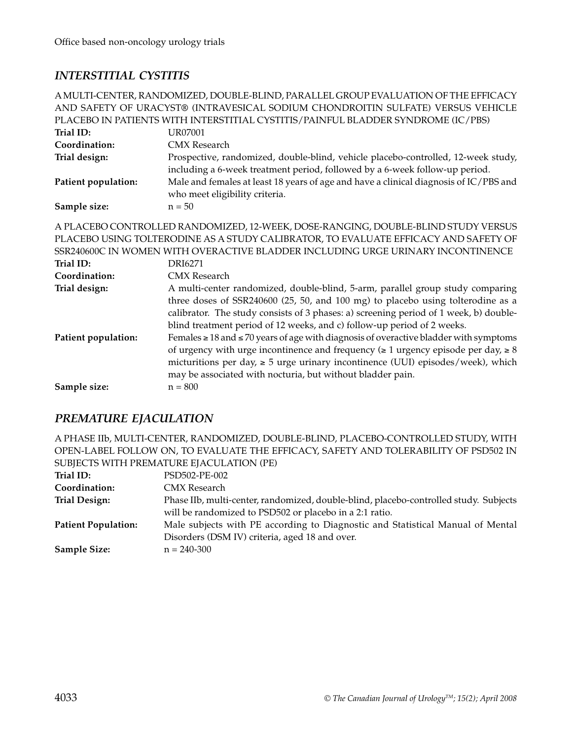## *INTERSTITIAL CYSTITIS*

A MULTI-CENTER, RANDOMIZED, DOUBLE-BLIND, PARALLEL GROUP EVALUATION OF THE EFFICACY AND SAFETY OF URACYST® (INTRAVESICAL SODIUM CHONDROITIN SULFATE) VERSUS VEHICLE PLACEBO IN PATIENTS WITH INTERSTITIAL CYSTITIS/PAINFUL BLADDER SYNDROME (IC/PBS)

**Trial ID:** UR07001

**Coordination:** CMX Research

**Trial design:** Prospective, randomized, double-blind, vehicle placebo-controlled, 12-week study, including a 6-week treatment period, followed by a 6-week follow-up period.

**Patient population:** Male and females at least 18 years of age and have a clinical diagnosis of IC/PBS and who meet eligibility criteria.

**Sample size:** n = 50

A PLACEBO CONTROLLED RANDOMIZED, 12-WEEK, DOSE-RANGING, DOUBLE-BLIND STUDY VERSUS PLACEBO USING TOLTERODINE AS A STUDY CALIBRATOR, TO EVALUATE EFFICACY AND SAFETY OF SSR240600C IN WOMEN WITH OVERACTIVE BLADDER INCLUDING URGE URINARY INCONTINENCE

**Trial ID:** DRI6271

**Coordination:** CMX Research

**Trial design:** A multi-center randomized, double-blind, 5-arm, parallel group study comparing three doses of SSR240600 (25, 50, and 100 mg) to placebo using tolterodine as a calibrator. The study consists of 3 phases: a) screening period of 1 week, b) double-blind treatment period of 12 weeks, and c) follow-up period of 2 weeks.

**Patient population:** Females ≥ 18 and ≤ 70 years of age with diagnosis of overactive bladder with symptoms of urgency with urge incontinence and frequency (≥ 1 urgency episode per day, ≥ 8 micturitions per day, ≥ 5 urge urinary incontinence (UUI) episodes/week), which may be associated with nocturia, but without bladder pain.

**Sample size:** n = 800

## *PREMATURE EJACULATION*

A PHASE IIb, MULTI-CENTER, RANDOMIZED, DOUBLE-BLIND, PLACEBO-CONTROLLED STUDY, WITH OPEN-LABEL FOLLOW ON, TO EVALUATE THE EFFICACY, SAFETY AND TOLERABILITY OF PSD502 IN SUBJECTS WITH PREMATURE EJACULATION (PE)

**Trial ID:** PSD502-PE-002

**Coordination:** CMX Research

**Trial Design:** Phase IIb, multi-center, randomized, double-blind, placebo-controlled study. Subjects will be randomized to PSD502 or placebo in a 2:1 ratio.

**Patient Population:** Male subjects with PE according to Diagnostic and Statistical Manual of Mental Disorders (DSM IV) criteria, aged 18 and over.

**Sample Size:** n = 240-300